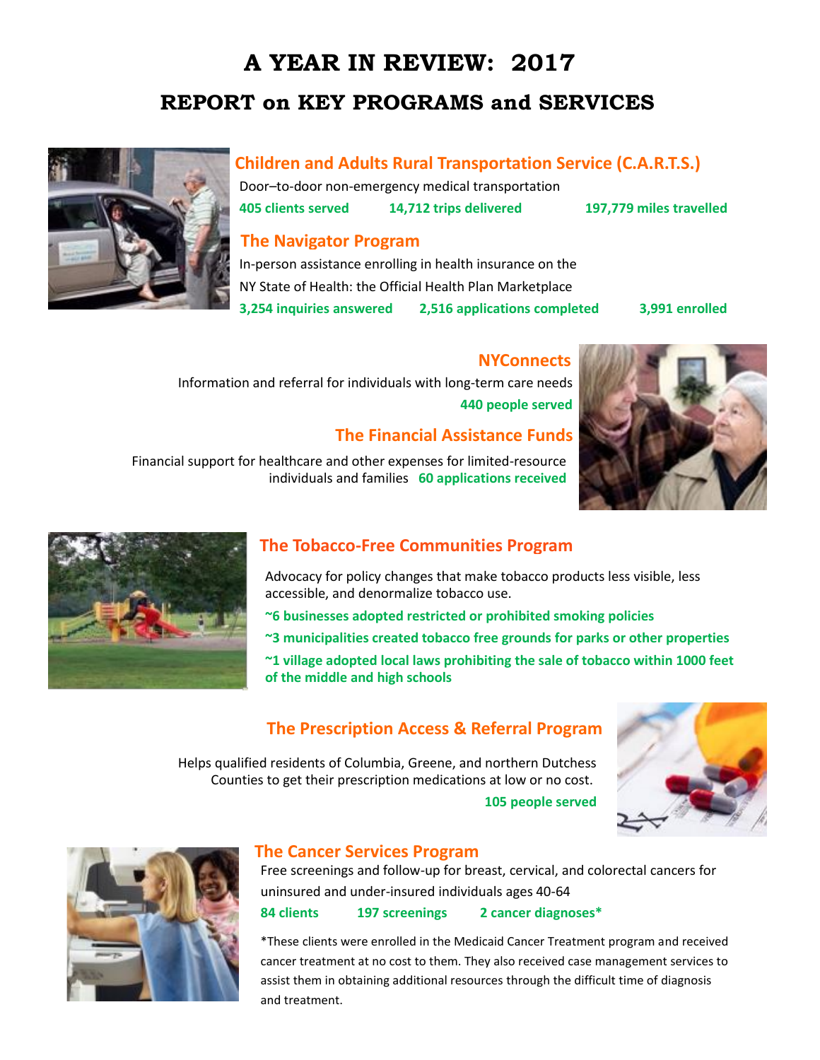# A YEAR IN REVIEW: 2017

## REPORT on KEY PROGRAMS and SERVICES

### Children and Adults Rural Transportation Service (C.A.R.T.S.)

Door–to-door non-emergency medical transportation

**405 clients served** **14,712 trips delivered** **197,779 miles travelled**

### The Navigator Program

In-person assistance enrolling in health insurance on the NY State of Health: the Official Health Plan Marketplace

**3,254 inquiries answered** **2,516 applications completed** **3,991 enrolled**

### NYConnects

Information and referral for individuals with long-term care needs

**440 people served**

### The Financial Assistance Funds

Financial support for healthcare and other expenses for limited-resource individuals and families **60 applications received**

### The Tobacco-Free Communities Program

Advocacy for policy changes that make tobacco products less visible, less accessible, and denormalize tobacco use.

**~6 businesses adopted restricted or prohibited smoking policies**

**~3 municipalities created tobacco free grounds for parks or other properties**

**~1 village adopted local laws prohibiting the sale of tobacco within 1000 feet of the middle and high schools**

### The Prescription Access & Referral Program

Helps qualified residents of Columbia, Greene, and northern Dutchess Counties to get their prescription medications at low or no cost.

**105 people served**

### The Cancer Services Program

Free screenings and follow-up for breast, cervical, and colorectal cancers for uninsured and under-insured individuals ages 40-64

**84 clients** **197 screenings** **2 cancer diagnoses***

*These clients were enrolled in the Medicaid Cancer Treatment program and received cancer treatment at no cost to them. They also received case management services to assist them in obtaining additional resources through the difficult time of diagnosis and treatment.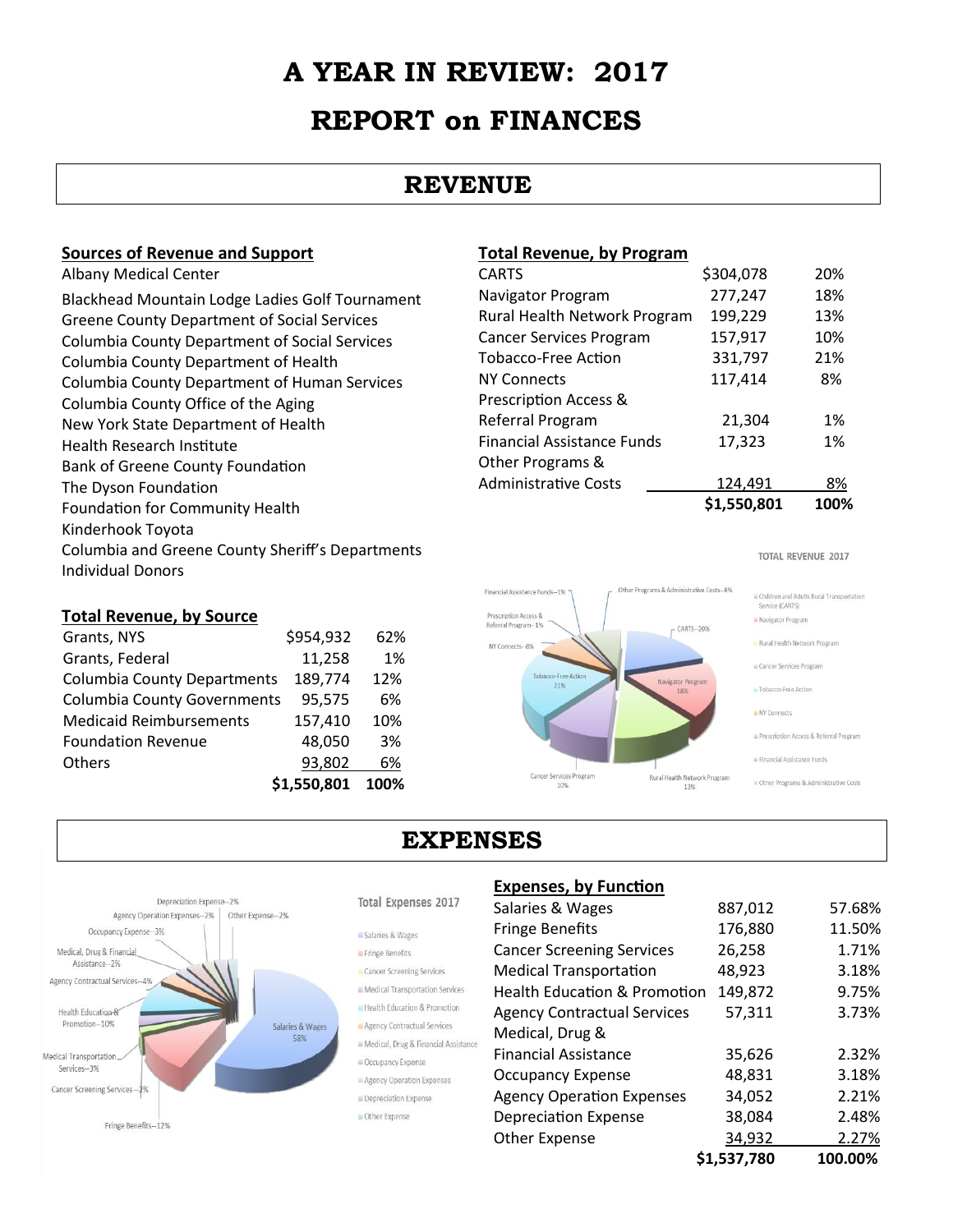# A YEAR IN REVIEW: 2017

# REPORT on FINANCES

## REVENUE

### Sources of Revenue and Support

Albany Medical Center
Blackhead Mountain Lodge Ladies Golf Tournament
Greene County Department of Social Services
Columbia County Department of Social Services
Columbia County Department of Health
Columbia County Department of Human Services
Columbia County Office of the Aging
New York State Department of Health
Health Research Institute
Bank of Greene County Foundation
The Dyson Foundation
Foundation for Community Health
Kinderhook Toyota
Columbia and Greene County Sheriff's Departments
Individual Donors

### Total Revenue, by Source

| | | |
|---|---|---|
| Grants, NYS | $954,932 | 62% |
| Grants, Federal | 11,258 | 1% |
| Columbia County Departments | 189,774 | 12% |
| Columbia County Governments | 95,575 | 6% |
| Medicaid Reimbursements | 157,410 | 10% |
| Foundation Revenue | 48,050 | 3% |
| Others | 93,802 | 6% |
| | **$1,550,801** | **100%** |

### Total Revenue, by Program

| | | |
|---|---|---|
| CARTS | $304,078 | 20% |
| Navigator Program | 277,247 | 18% |
| Rural Health Network Program | 199,229 | 13% |
| Cancer Services Program | 157,917 | 10% |
| Tobacco-Free Action | 331,797 | 21% |
| NY Connects | 117,414 | 8% |
| Prescription Access & Referral Program | 21,304 | 1% |
| Financial Assistance Funds | 17,323 | 1% |
| Other Programs & Administrative Costs | 124,491 | 8% |
| | **$1,550,801** | **100%** |

TOTAL REVENUE 2017

Financial Assistance Funds--1%
Other Programs & Administrative Costs--8%
Prescription Access & Referral Program--1%
CARTS--20%
NY Connects--8%
Tobacco-Free Action 21%
Navigator Program 18%
Cancer Services Program 10%
Rural Health Network Program 13%

Children and Adults Rural Transportation Service (CARTS)
Navigator Program
Rural Health Network Program
Cancer Services Program
Tobacco-Free Action
NY Connects
Prescription Access & Referral Program
Financial Assistance Funds
Other Programs & Administrative Costs

## EXPENSES

Total Expenses 2017

Depreciation Expense--2%
Agency Operation Expenses--2%
Other Expense--2%
Occupancy Expense--3%
Medical, Drug & Financial Assistance--2%
Agency Contractual Services--4%
Health Education & Promotion--10%
Salaries & Wages 58%
Medical Transportation Services--3%
Cancer Screening Services--2%
Fringe Benefits--12%

Salaries & Wages
Fringe Benefits
Cancer Screening Services
Medical Transportation Services
Health Education & Promotion
Agency Contractual Services
Medical, Drug & Financial Assistance
Occupancy Expense
Agency Operation Expenses
Depreciation Expense
Other Expense

### Expenses, by Function

| | | |
|---|---|---|
| Salaries & Wages | 887,012 | 57.68% |
| Fringe Benefits | 176,880 | 11.50% |
| Cancer Screening Services | 26,258 | 1.71% |
| Medical Transportation | 48,923 | 3.18% |
| Health Education & Promotion | 149,872 | 9.75% |
| Agency Contractual Services | 57,311 | 3.73% |
| Medical, Drug & Financial Assistance | 35,626 | 2.32% |
| Occupancy Expense | 48,831 | 3.18% |
| Agency Operation Expenses | 34,052 | 2.21% |
| Depreciation Expense | 38,084 | 2.48% |
| Other Expense | 34,932 | 2.27% |
| | **$1,537,780** | **100.00%** |